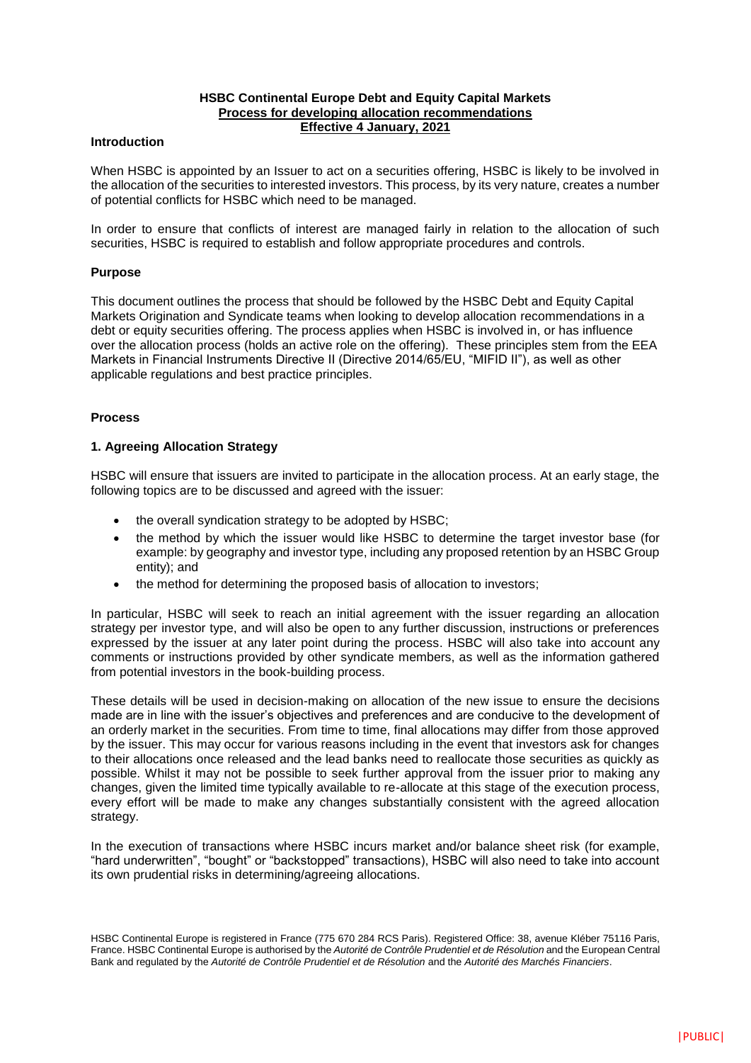# HSBC Continental Europe Debt and Equity Capital Markets

## Process for developing allocation recommendations

### Effective 4 January, 2021

**Introduction**

When HSBC is appointed by an Issuer to act on a securities offering, HSBC is likely to be involved in the allocation of the securities to interested investors. This process, by its very nature, creates a number of potential conflicts for HSBC which need to be managed.

In order to ensure that conflicts of interest are managed fairly in relation to the allocation of such securities, HSBC is required to establish and follow appropriate procedures and controls.

**Purpose**

This document outlines the process that should be followed by the HSBC Debt and Equity Capital Markets Origination and Syndicate teams when looking to develop allocation recommendations in a debt or equity securities offering. The process applies when HSBC is involved in, or has influence over the allocation process (holds an active role on the offering). These principles stem from the EEA Markets in Financial Instruments Directive II (Directive 2014/65/EU, "MIFID II"), as well as other applicable regulations and best practice principles.

**Process**

**1. Agreeing Allocation Strategy**

HSBC will ensure that issuers are invited to participate in the allocation process. At an early stage, the following topics are to be discussed and agreed with the issuer:

- the overall syndication strategy to be adopted by HSBC;
- the method by which the issuer would like HSBC to determine the target investor base (for example: by geography and investor type, including any proposed retention by an HSBC Group entity); and
- the method for determining the proposed basis of allocation to investors;

In particular, HSBC will seek to reach an initial agreement with the issuer regarding an allocation strategy per investor type, and will also be open to any further discussion, instructions or preferences expressed by the issuer at any later point during the process. HSBC will also take into account any comments or instructions provided by other syndicate members, as well as the information gathered from potential investors in the book-building process.

These details will be used in decision-making on allocation of the new issue to ensure the decisions made are in line with the issuer's objectives and preferences and are conducive to the development of an orderly market in the securities. From time to time, final allocations may differ from those approved by the issuer. This may occur for various reasons including in the event that investors ask for changes to their allocations once released and the lead banks need to reallocate those securities as quickly as possible. Whilst it may not be possible to seek further approval from the issuer prior to making any changes, given the limited time typically available to re-allocate at this stage of the execution process, every effort will be made to make any changes substantially consistent with the agreed allocation strategy.

In the execution of transactions where HSBC incurs market and/or balance sheet risk (for example, "hard underwritten", "bought" or "backstopped" transactions), HSBC will also need to take into account its own prudential risks in determining/agreeing allocations.

HSBC Continental Europe is registered in France (775 670 284 RCS Paris). Registered Office: 38, avenue Kléber 75116 Paris, France. HSBC Continental Europe is authorised by the *Autorité de Contrôle Prudentiel et de Résolution* and the European Central Bank and regulated by the *Autorité de Contrôle Prudentiel et de Résolution* and the *Autorité des Marchés Financiers*.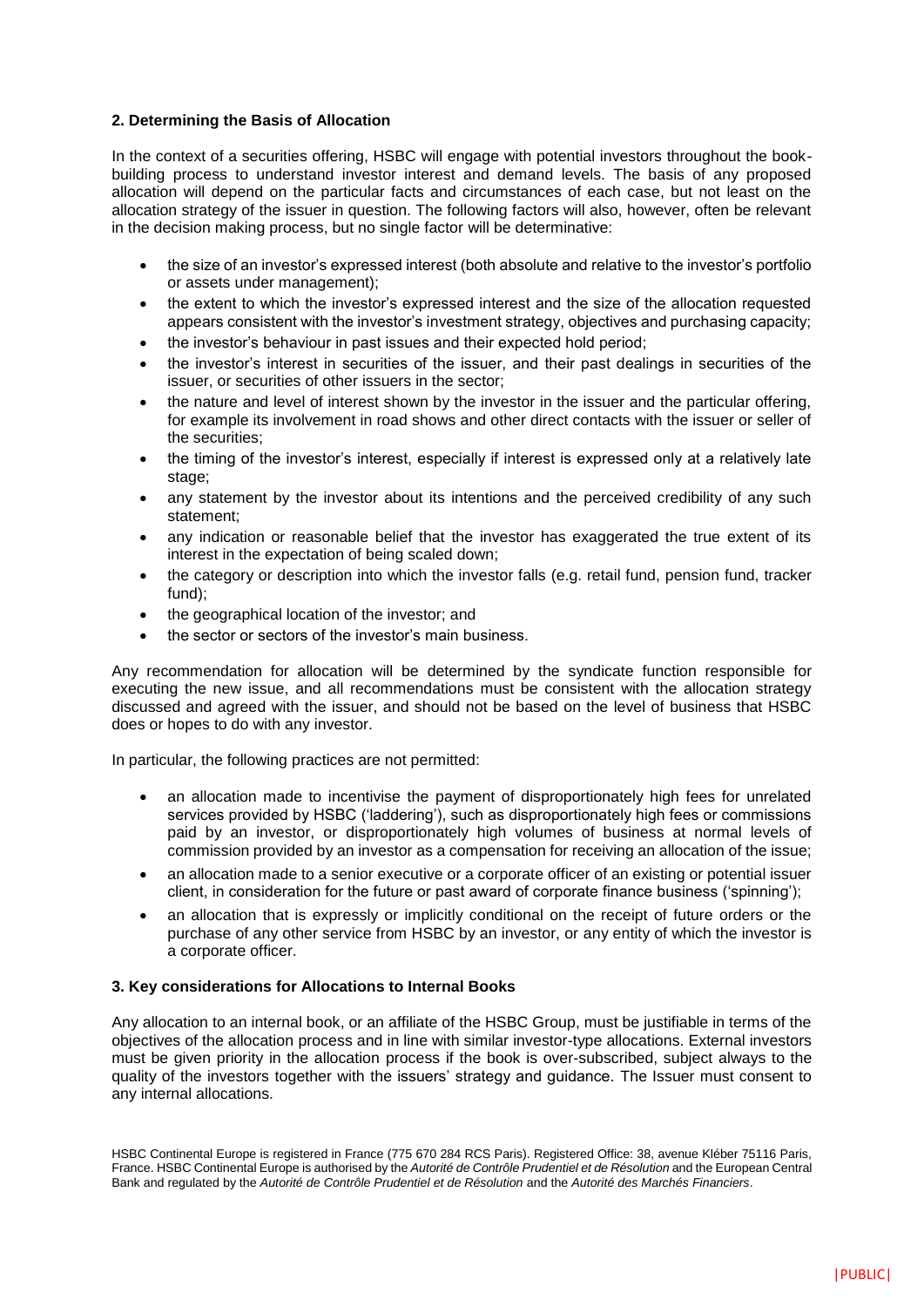## 2. Determining the Basis of Allocation

In the context of a securities offering, HSBC will engage with potential investors throughout the book-building process to understand investor interest and demand levels. The basis of any proposed allocation will depend on the particular facts and circumstances of each case, but not least on the allocation strategy of the issuer in question. The following factors will also, however, often be relevant in the decision making process, but no single factor will be determinative:

- the size of an investor's expressed interest (both absolute and relative to the investor's portfolio or assets under management);
- the extent to which the investor's expressed interest and the size of the allocation requested appears consistent with the investor's investment strategy, objectives and purchasing capacity;
- the investor's behaviour in past issues and their expected hold period;
- the investor's interest in securities of the issuer, and their past dealings in securities of the issuer, or securities of other issuers in the sector;
- the nature and level of interest shown by the investor in the issuer and the particular offering, for example its involvement in road shows and other direct contacts with the issuer or seller of the securities;
- the timing of the investor's interest, especially if interest is expressed only at a relatively late stage;
- any statement by the investor about its intentions and the perceived credibility of any such statement;
- any indication or reasonable belief that the investor has exaggerated the true extent of its interest in the expectation of being scaled down;
- the category or description into which the investor falls (e.g. retail fund, pension fund, tracker fund);
- the geographical location of the investor; and
- the sector or sectors of the investor's main business.

Any recommendation for allocation will be determined by the syndicate function responsible for executing the new issue, and all recommendations must be consistent with the allocation strategy discussed and agreed with the issuer, and should not be based on the level of business that HSBC does or hopes to do with any investor.

In particular, the following practices are not permitted:

- an allocation made to incentivise the payment of disproportionately high fees for unrelated services provided by HSBC ('laddering'), such as disproportionately high fees or commissions paid by an investor, or disproportionately high volumes of business at normal levels of commission provided by an investor as a compensation for receiving an allocation of the issue;
- an allocation made to a senior executive or a corporate officer of an existing or potential issuer client, in consideration for the future or past award of corporate finance business ('spinning');
- an allocation that is expressly or implicitly conditional on the receipt of future orders or the purchase of any other service from HSBC by an investor, or any entity of which the investor is a corporate officer.

## 3. Key considerations for Allocations to Internal Books

Any allocation to an internal book, or an affiliate of the HSBC Group, must be justifiable in terms of the objectives of the allocation process and in line with similar investor-type allocations. External investors must be given priority in the allocation process if the book is over-subscribed, subject always to the quality of the investors together with the issuers' strategy and guidance. The Issuer must consent to any internal allocations.

HSBC Continental Europe is registered in France (775 670 284 RCS Paris). Registered Office: 38, avenue Kléber 75116 Paris, France. HSBC Continental Europe is authorised by the *Autorité de Contrôle Prudentiel et de Résolution* and the European Central Bank and regulated by the *Autorité de Contrôle Prudentiel et de Résolution* and the *Autorité des Marchés Financiers*.